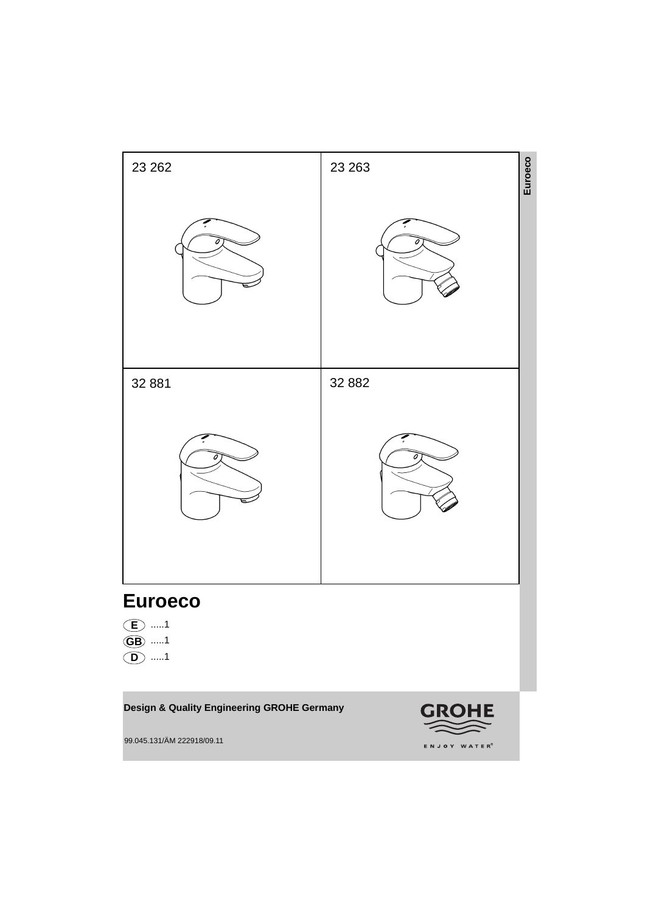23 262

23 263

32 881

32 882

# Euroeco

(E) .....1

(GB) .....1

(D) .....1

**Design & Quality Engineering GROHE Germany**

99.045.131/ÄM 222918/09.11

GROHE

ENJOY WATER®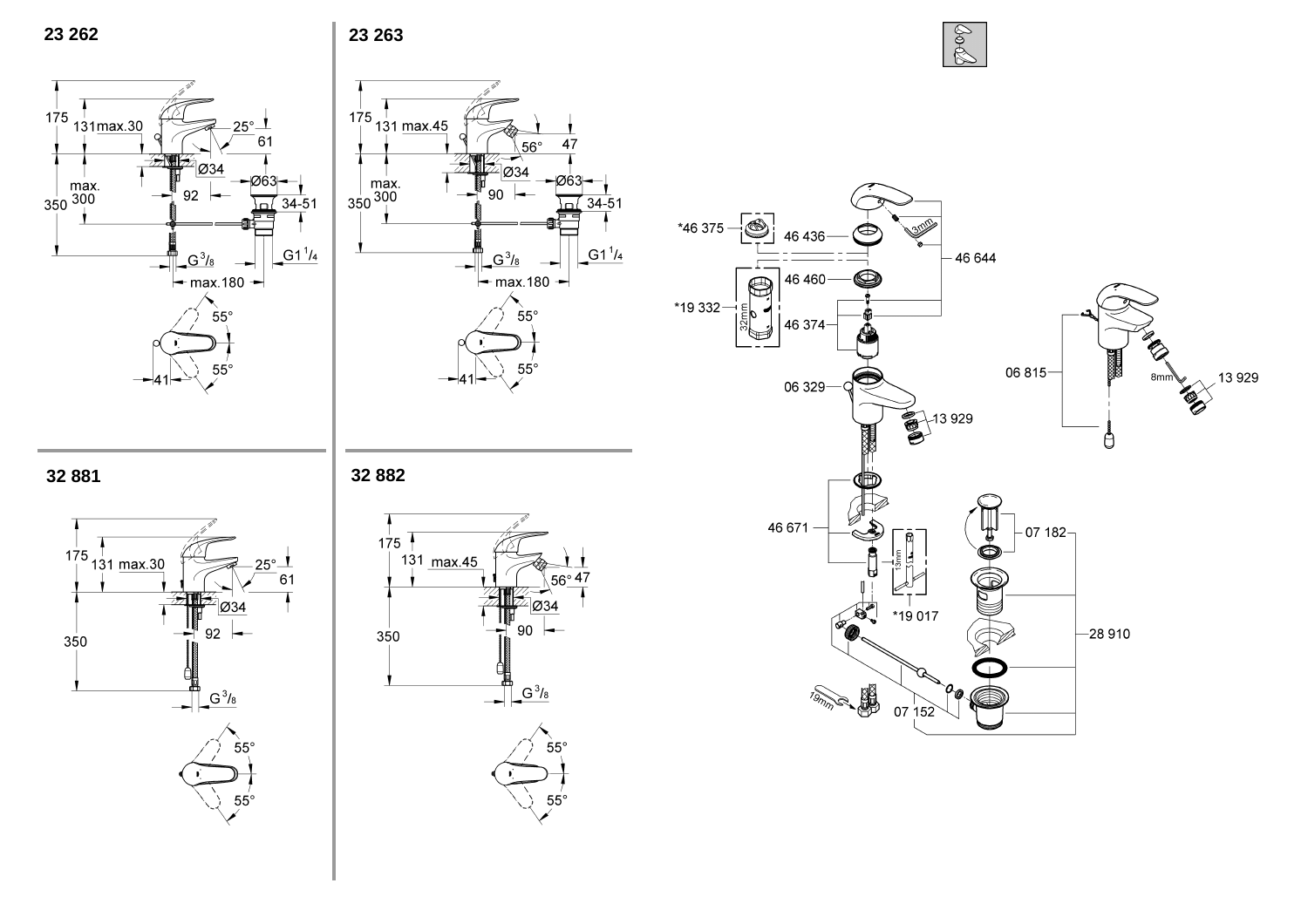## 23 262

175
131
max.30
25°
61
Ø34
max. 300
92
Ø63
34-51
350
G 3/8
G1 1/4
max.180
55°
41
55°

## 23 263

175
131
max.45
56°
47
Ø34
max. 300
90
Ø63
34-51
350
G 3/8
G1 1/4
max.180
55°
41
55°

## 32 881

175
131
max.30
25°
61
Ø34
92
350
G 3/8
55°
55°

## 32 882

175
131
max.45
56°
47
Ø34
90
350
G 3/8
55°
55°

*46 375
46 436
3mm
46 644
*19 332
32mm
46 460
46 374
06 329
13 929
06 815
8mm
13 929
46 671
13mm
07 182
*19 017
28 910
19mm
07 152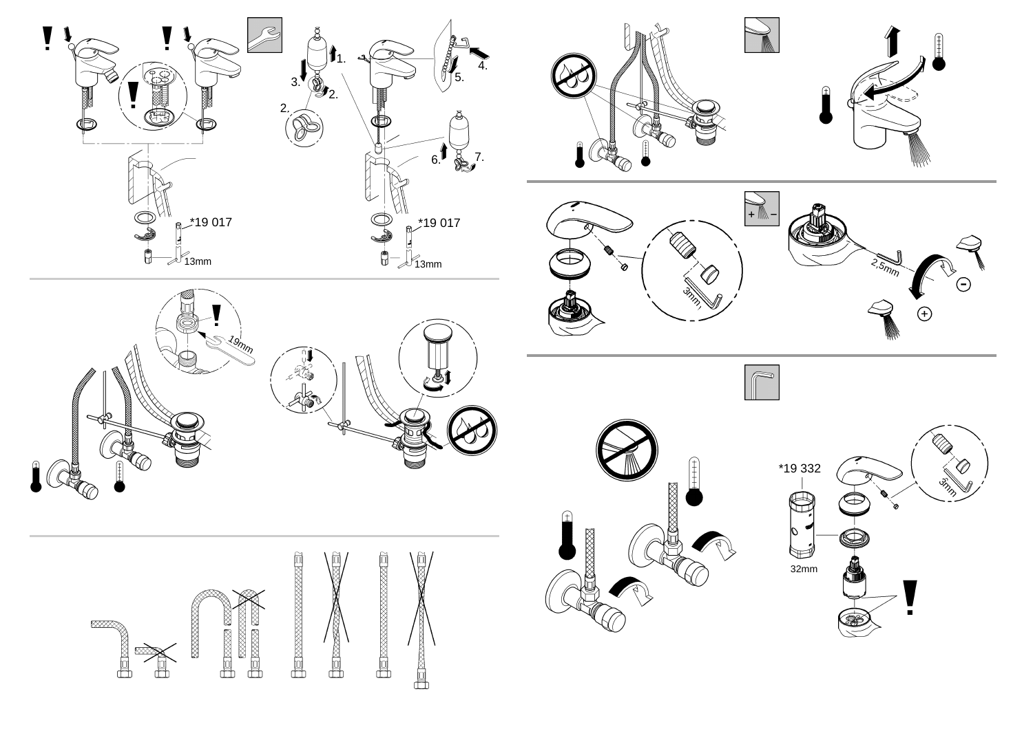*19 017

13mm

1. 2. 3. 4. 5. 6. 7.

*19 017

13mm

19mm

3mm

2,5mm

*19 332

32mm

3mm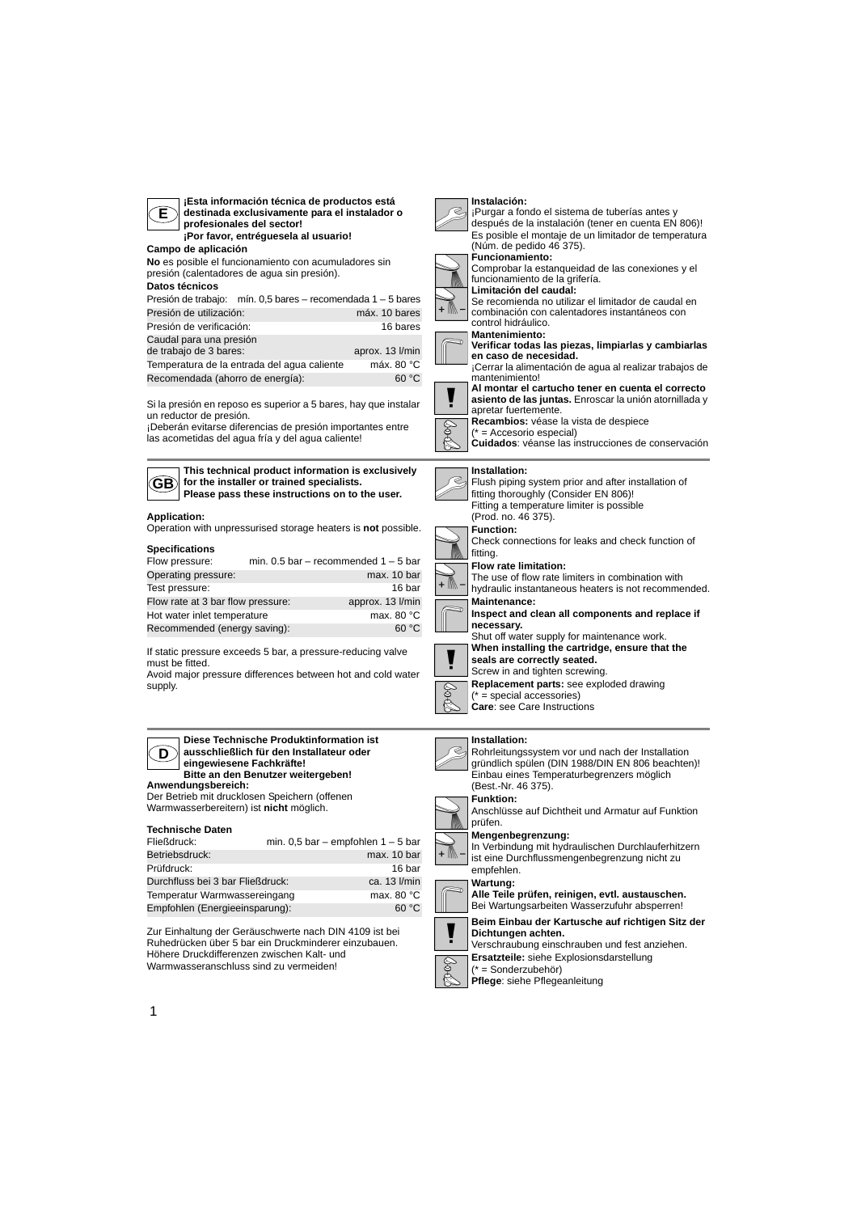**E**

**¡Esta información técnica de productos está destinada exclusivamente para el instalador o profesionales del sector!**
**¡Por favor, entréguesela al usuario!**

**Campo de aplicación**

**No** es posible el funcionamiento con acumuladores sin presión (calentadores de agua sin presión).

**Datos técnicos**

| | |
|---|---|
| Presión de trabajo: | mín. 0,5 bares – recomendada 1 – 5 bares |
| Presión de utilización: | máx. 10 bares |
| Presión de verificación: | 16 bares |
| Caudal para una presión de trabajo de 3 bares: | aprox. 13 l/min |
| Temperatura de la entrada del agua caliente | máx. 80 °C |
| Recomendada (ahorro de energía): | 60 °C |

Si la presión en reposo es superior a 5 bares, hay que instalar un reductor de presión.
¡Deberán evitarse diferencias de presión importantes entre las acometidas del agua fría y del agua caliente!

**Instalación:**
¡Purgar a fondo el sistema de tuberías antes y después de la instalación (tener en cuenta EN 806)!
Es posible el montaje de un limitador de temperatura (Núm. de pedido 46 375).

**Funcionamiento:**
Comprobar la estanqueidad de las conexiones y el funcionamiento de la grifería.

**Limitación del caudal:**
Se recomienda no utilizar el limitador de caudal en combinación con calentadores instantáneos con control hidráulico.

**Mantenimiento:**
**Verificar todas las piezas, limpiarlas y cambiarlas en caso de necesidad.**
¡Cerrar la alimentación de agua al realizar trabajos de mantenimiento!
**Al montar el cartucho tener en cuenta el correcto asiento de las juntas.** Enroscar la unión atornillada y apretar fuertemente.

**Recambios:** véase la vista de despiece
(* = Accesorio especial)
**Cuidados**: véanse las instrucciones de conservación

---

**GB**

**This technical product information is exclusively for the installer or trained specialists.**
**Please pass these instructions on to the user.**

**Application:**
Operation with unpressurised storage heaters is **not** possible.

**Specifications**

| | |
|---|---|
| Flow pressure: | min. 0.5 bar – recommended 1 – 5 bar |
| Operating pressure: | max. 10 bar |
| Test pressure: | 16 bar |
| Flow rate at 3 bar flow pressure: | approx. 13 l/min |
| Hot water inlet temperature | max. 80 °C |
| Recommended (energy saving): | 60 °C |

If static pressure exceeds 5 bar, a pressure-reducing valve must be fitted.
Avoid major pressure differences between hot and cold water supply.

**Installation:**
Flush piping system prior and after installation of fitting thoroughly (Consider EN 806)!
Fitting a temperature limiter is possible (Prod. no. 46 375).

**Function:**
Check connections for leaks and check function of fitting.

**Flow rate limitation:**
The use of flow rate limiters in combination with hydraulic instantaneous heaters is not recommended.

**Maintenance:**
**Inspect and clean all components and replace if necessary.**
Shut off water supply for maintenance work.
**When installing the cartridge, ensure that the seals are correctly seated.**
Screw in and tighten screwing.

**Replacement parts:** see exploded drawing
(* = special accessories)
**Care**: see Care Instructions

---

**D**

**Diese Technische Produktinformation ist ausschließlich für den Installateur oder eingewiesene Fachkräfte!**
**Bitte an den Benutzer weitergeben!**

**Anwendungsbereich:**
Der Betrieb mit drucklosen Speichern (offenen Warmwasserbereitern) ist **nicht** möglich.

**Technische Daten**

| | |
|---|---|
| Fließdruck: | min. 0,5 bar – empfohlen 1 – 5 bar |
| Betriebsdruck: | max. 10 bar |
| Prüfdruck: | 16 bar |
| Durchfluss bei 3 bar Fließdruck: | ca. 13 l/min |
| Temperatur Warmwassereingang | max. 80 °C |
| Empfohlen (Energieeinsparung): | 60 °C |

Zur Einhaltung der Geräuschwerte nach DIN 4109 ist bei Ruhedrücken über 5 bar ein Druckminderer einzubauen.
Höhere Druckdifferenzen zwischen Kalt- und Warmwasseranschluss sind zu vermeiden!

**Installation:**
Rohrleitungssystem vor und nach der Installation gründlich spülen (DIN 1988/DIN EN 806 beachten)!
Einbau eines Temperaturbegrenzers möglich (Best.-Nr. 46 375).

**Funktion:**
Anschlüsse auf Dichtheit und Armatur auf Funktion prüfen.

**Mengenbegrenzung:**
In Verbindung mit hydraulischen Durchlauferhitzern ist eine Durchflussmengenbegrenzung nicht zu empfehlen.

**Wartung:**
**Alle Teile prüfen, reinigen, evtl. austauschen.**
Bei Wartungsarbeiten Wasserzufuhr absperren!
**Beim Einbau der Kartusche auf richtigen Sitz der Dichtungen achten.**
Verschraubung einschrauben und fest anziehen.

**Ersatzteile:** siehe Explosionsdarstellung
(* = Sonderzubehör)
**Pflege**: siehe Pflegeanleitung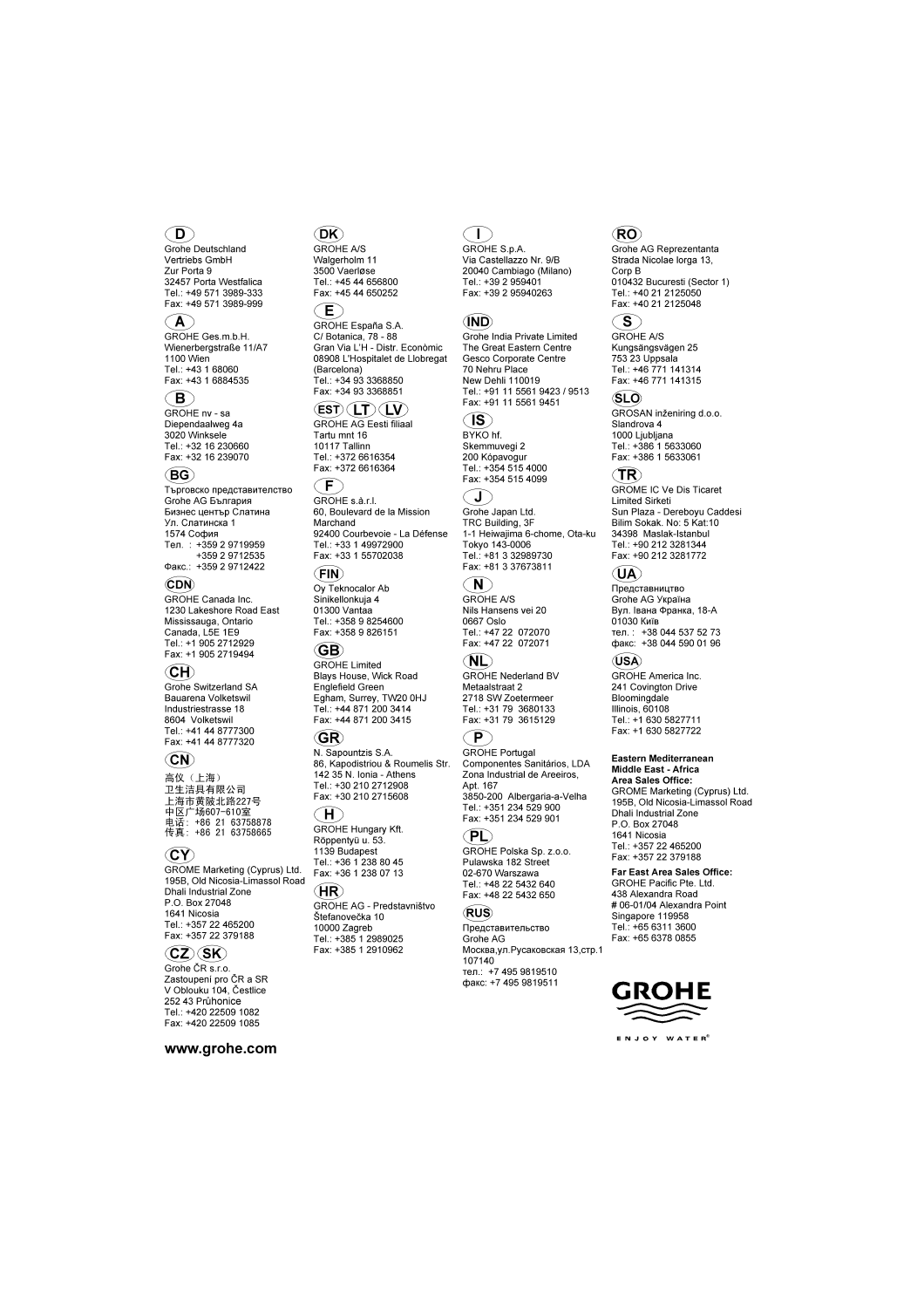**D**
Grohe Deutschland
Vertriebs GmbH
Zur Porta 9
32457 Porta Westfalica
Tel.: +49 571 3989-333
Fax: +49 571 3989-999

**A**
GROHE Ges.m.b.H.
Wienerbergstraße 11/A7
1100 Wien
Tel.: +43 1 68060
Fax: +43 1 6884535

**B**
GROHE nv - sa
Diependaalweg 4a
3020 Winksele
Tel.: +32 16 230660
Fax: +32 16 239070

**BG**
Търговско представителство
Grohe AG България
Бизнес център Слатина
Ул. Слатинска 1
1574 София
Тел. : +359 2 9719959
+359 2 9712535
Факс.: +359 2 9712422

**CDN**
GROHE Canada Inc.
1230 Lakeshore Road East
Mississauga, Ontario
Canada, L5E 1E9
Tel.: +1 905 2712929
Fax: +1 905 2719494

**CH**
Grohe Switzerland SA
Bauarena Volketswil
Industriestrasse 18
8604 Volketswil
Tel.: +41 44 8777300
Fax: +41 44 8777320

**CN**
高仪（上海）
卫生洁具有限公司
上海市黄陂北路227号
中区广场607−610室
电话：+86 21 63758878
传真：+86 21 63758665

**CY**
GROME Marketing (Cyprus) Ltd.
195B, Old Nicosia-Limassol Road
Dhali Industrial Zone
P.O. Box 27048
1641 Nicosia
Tel.: +357 22 465200
Fax: +357 22 379188

**CZ SK**
Grohe ČR s.r.o.
Zastoupení pro ČR a SR
V Oblouku 104, Čestlice
252 43 Průhonice
Tel.: +420 22509 1082
Fax: +420 22509 1085

**DK**
GROHE A/S
Walgerholm 11
3500 Vaerløse
Tel.: +45 44 656800
Fax: +45 44 650252

**E**
GROHE España S.A.
C/ Botanica, 78 - 88
Gran Via L'H - Distr. Econòmic
08908 L'Hospitalet de Llobregat
(Barcelona)
Tel.: +34 93 3368850
Fax: +34 93 3368851

**EST LT LV**
GROHE AG Eesti filiaal
Tartu mnt 16
10117 Tallinn
Tel.: +372 6616354
Fax: +372 6616364

**F**
GROHE s.à.r.l.
60, Boulevard de la Mission
Marchand
92400 Courbevoie - La Défense
Tel.: +33 1 49972900
Fax: +33 1 55702038

**FIN**
Oy Teknocalor Ab
Sinikellonkuja 4
01300 Vantaa
Tel.: +358 9 8254600
Fax: +358 9 826151

**GB**
GROHE Limited
Blays House, Wick Road
Englefield Green
Egham, Surrey, TW20 0HJ
Tel.: +44 871 200 3414
Fax: +44 871 200 3415

**GR**
N. Sapountzis S.A.
86, Kapodistriou & Roumelis Str.
142 35 N. Ionia - Athens
Tel.: +30 210 2712908
Fax: +30 210 2715608

**H**
GROHE Hungary Kft.
Röppentyü u. 53.
1139 Budapest
Tel.: +36 1 238 80 45
Fax: +36 1 238 07 13

**HR**
GROHE AG - Predstavništvo
Štefanovečka 10
10000 Zagreb
Tel.: +385 1 2989025
Fax: +385 1 2910962

**I**
GROHE S.p.A.
Via Castellazzo Nr. 9/B
20040 Cambiago (Milano)
Tel.: +39 2 959401
Fax: +39 2 95940263

**IND**
Grohe India Private Limited
The Great Eastern Centre
Gesco Corporate Centre
70 Nehru Place
New Dehli 110019
Tel.: +91 11 5561 9423 / 9513
Fax: +91 11 5561 9451

**IS**
BYKO hf.
Skemmuvegi 2
200 Kópavogur
Tel.: +354 515 4000
Fax: +354 515 4099

**J**
Grohe Japan Ltd.
TRC Building, 3F
1-1 Heiwajima 6-chome, Ota-ku
Tokyo 143-0006
Tel.: +81 3 32989730
Fax: +81 3 37673811

**N**
GROHE A/S
Nils Hansens vei 20
0667 Oslo
Tel.: +47 22 072070
Fax: +47 22 072071

**NL**
GROHE Nederland BV
Metaalstraat 2
2718 SW Zoetermeer
Tel.: +31 79 3680133
Fax: +31 79 3615129

**P**
GROHE Portugal
Componentes Sanitários, LDA
Zona Industrial de Areeiros,
Apt. 167
3850-200 Albergaria-a-Velha
Tel.: +351 234 529 900
Fax: +351 234 529 901

**PL**
GROHE Polska Sp. z.o.o.
Pulawska 182 Street
02-670 Warszawa
Tel.: +48 22 5432 640
Fax: +48 22 5432 650

**RUS**
Представительство
Grohe AG
Москва,ул.Русаковская 13,стр.1
107140
тел.: +7 495 9819510
факс: +7 495 9819511

**RO**
Grohe AG Reprezentanta
Strada Nicolae Iorga 13,
Corp B
010432 Bucuresti (Sector 1)
Tel.: +40 21 2125050
Fax: +40 21 2125048

**S**
GROHE A/S
Kungsängsvägen 25
753 23 Uppsala
Tel.: +46 771 141314
Fax: +46 771 141315

**SLO**
GROSAN inženiring d.o.o.
Slandrova 4
1000 Ljubljana
Tel.: +386 1 5633060
Fax: +386 1 5633061

**TR**
GROME IC Ve Dis Ticaret
Limited Sirketi
Sun Plaza - Dereboyu Caddesi
Bilim Sokak. No: 5 Kat:10
34398 Maslak-Istanbul
Tel.: +90 212 3281344
Fax: +90 212 3281772

**UA**
Представництво
Grohe AG Україна
Вул. Івана Франка, 18-А
01030 Київ
тел. : +38 044 537 52 73
факс: +38 044 590 01 96

**USA**
GROHE America Inc.
241 Covington Drive
Bloomingdale
Illinois, 60108
Tel.: +1 630 5827711
Fax: +1 630 5827722

**Eastern Mediterranean Middle East - Africa Area Sales Office:**
GROME Marketing (Cyprus) Ltd.
195B, Old Nicosia-Limassol Road
Dhali Industrial Zone
P.O. Box 27048
1641 Nicosia
Tel.: +357 22 465200
Fax: +357 22 379188

**Far East Area Sales Office:**
GROHE Pacific Pte. Ltd.
438 Alexandra Road
# 06-01/04 Alexandra Point
Singapore 119958
Tel.: +65 6311 3600
Fax: +65 6378 0855

**www.grohe.com**

GROHE
ENJOY WATER®